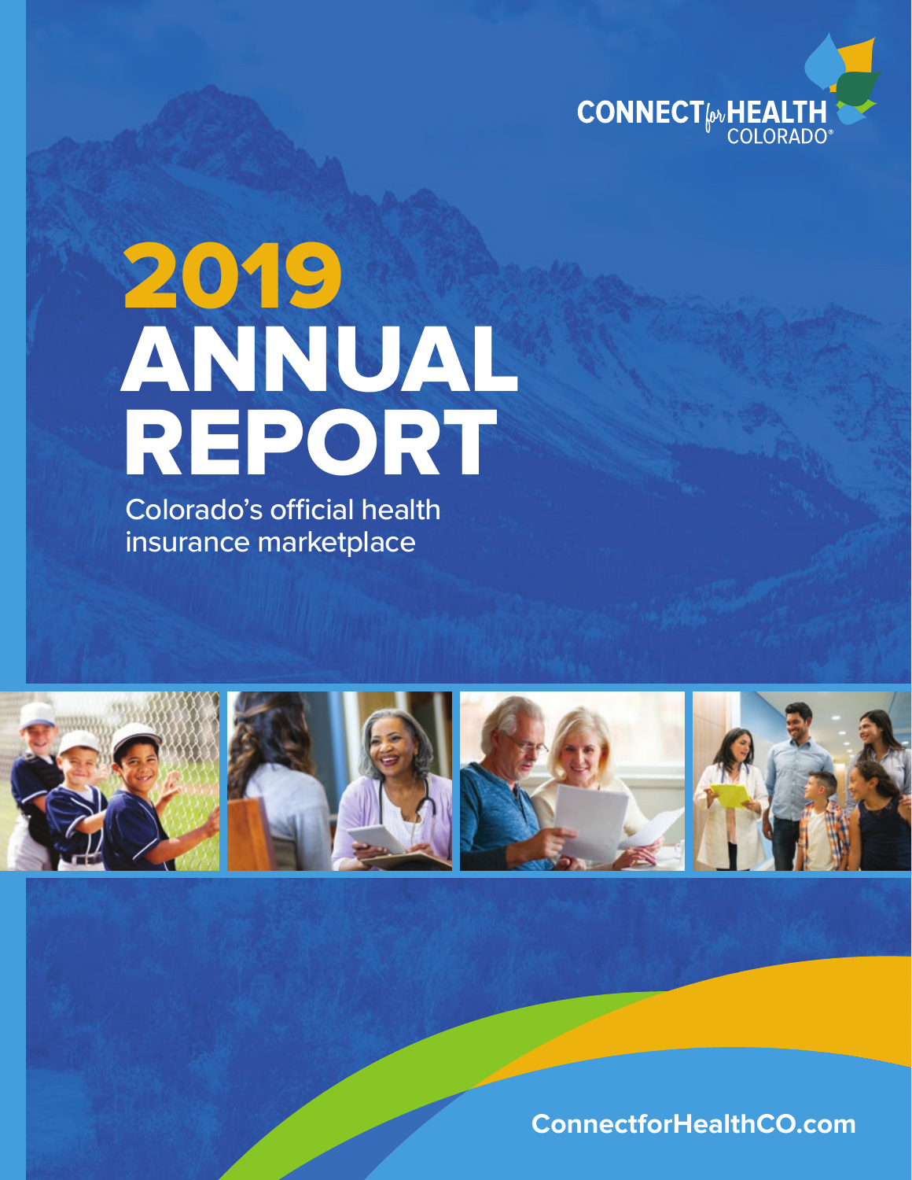CONNECT for HEALTH COLORADO®

# 2019 ANNUAL REPORT

Colorado's official health insurance marketplace

ConnectforHealthCO.com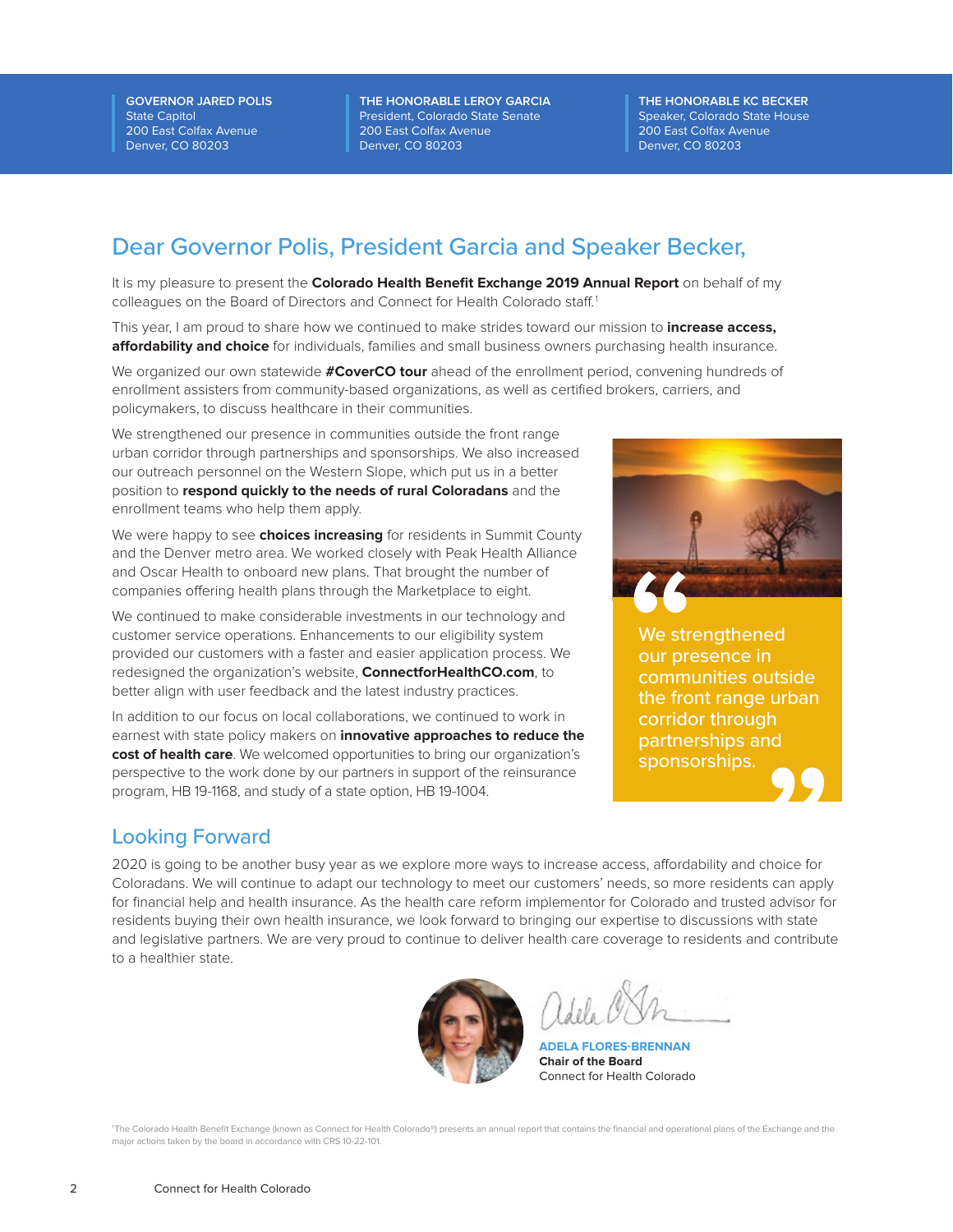**GOVERNOR JARED POLIS**
State Capitol
200 East Colfax Avenue
Denver, CO 80203

**THE HONORABLE LEROY GARCIA**
President, Colorado State Senate
200 East Colfax Avenue
Denver, CO 80203

**THE HONORABLE KC BECKER**
Speaker, Colorado State House
200 East Colfax Avenue
Denver, CO 80203

## Dear Governor Polis, President Garcia and Speaker Becker,

It is my pleasure to present the **Colorado Health Benefit Exchange 2019 Annual Report** on behalf of my colleagues on the Board of Directors and Connect for Health Colorado staff.[1]

This year, I am proud to share how we continued to make strides toward our mission to **increase access, affordability and choice** for individuals, families and small business owners purchasing health insurance.

We organized our own statewide **#CoverCO tour** ahead of the enrollment period, convening hundreds of enrollment assisters from community-based organizations, as well as certified brokers, carriers, and policymakers, to discuss healthcare in their communities.

We strengthened our presence in communities outside the front range urban corridor through partnerships and sponsorships. We also increased our outreach personnel on the Western Slope, which put us in a better position to **respond quickly to the needs of rural Coloradans** and the enrollment teams who help them apply.

We were happy to see **choices increasing** for residents in Summit County and the Denver metro area. We worked closely with Peak Health Alliance and Oscar Health to onboard new plans. That brought the number of companies offering health plans through the Marketplace to eight.

We continued to make considerable investments in our technology and customer service operations. Enhancements to our eligibility system provided our customers with a faster and easier application process. We redesigned the organization's website, **ConnectforHealthCO.com**, to better align with user feedback and the latest industry practices.

In addition to our focus on local collaborations, we continued to work in earnest with state policy makers on **innovative approaches to reduce the cost of health care**. We welcomed opportunities to bring our organization's perspective to the work done by our partners in support of the reinsurance program, HB 19-1168, and study of a state option, HB 19-1004.

> "We strengthened our presence in communities outside the front range urban corridor through partnerships and sponsorships."

## Looking Forward

2020 is going to be another busy year as we explore more ways to increase access, affordability and choice for Coloradans. We will continue to adapt our technology to meet our customers' needs, so more residents can apply for financial help and health insurance. As the health care reform implementor for Colorado and trusted advisor for residents buying their own health insurance, we look forward to bringing our expertise to discussions with state and legislative partners. We are very proud to continue to deliver health care coverage to residents and contribute to a healthier state.

**ADELA FLORES-BRENNAN**
**Chair of the Board**
Connect for Health Colorado

[1] The Colorado Health Benefit Exchange (known as Connect for Health Colorado®) presents an annual report that contains the financial and operational plans of the Exchange and the major actions taken by the board in accordance with CRS 10-22-101.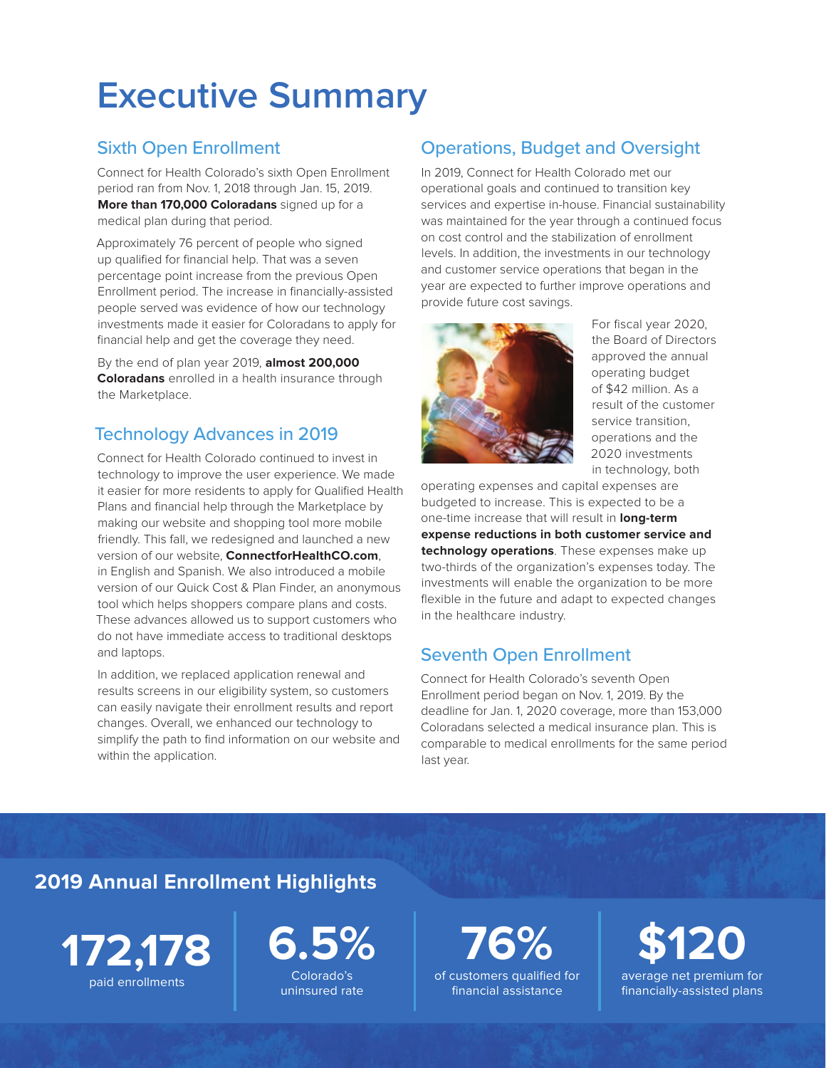# Executive Summary

## Sixth Open Enrollment

Connect for Health Colorado's sixth Open Enrollment period ran from Nov. 1, 2018 through Jan. 15, 2019. **More than 170,000 Coloradans** signed up for a medical plan during that period.

Approximately 76 percent of people who signed up qualified for financial help. That was a seven percentage point increase from the previous Open Enrollment period. The increase in financially-assisted people served was evidence of how our technology investments made it easier for Coloradans to apply for financial help and get the coverage they need.

By the end of plan year 2019, **almost 200,000 Coloradans** enrolled in a health insurance through the Marketplace.

## Technology Advances in 2019

Connect for Health Colorado continued to invest in technology to improve the user experience. We made it easier for more residents to apply for Qualified Health Plans and financial help through the Marketplace by making our website and shopping tool more mobile friendly. This fall, we redesigned and launched a new version of our website, **ConnectforHealthCO.com**, in English and Spanish. We also introduced a mobile version of our Quick Cost & Plan Finder, an anonymous tool which helps shoppers compare plans and costs. These advances allowed us to support customers who do not have immediate access to traditional desktops and laptops.

In addition, we replaced application renewal and results screens in our eligibility system, so customers can easily navigate their enrollment results and report changes. Overall, we enhanced our technology to simplify the path to find information on our website and within the application.

## Operations, Budget and Oversight

In 2019, Connect for Health Colorado met our operational goals and continued to transition key services and expertise in-house. Financial sustainability was maintained for the year through a continued focus on cost control and the stabilization of enrollment levels. In addition, the investments in our technology and customer service operations that began in the year are expected to further improve operations and provide future cost savings.

For fiscal year 2020, the Board of Directors approved the annual operating budget of $42 million. As a result of the customer service transition, operations and the 2020 investments in technology, both operating expenses and capital expenses are budgeted to increase. This is expected to be a one-time increase that will result in **long-term expense reductions in both customer service and technology operations**. These expenses make up two-thirds of the organization's expenses today. The investments will enable the organization to be more flexible in the future and adapt to expected changes in the healthcare industry.

## Seventh Open Enrollment

Connect for Health Colorado's seventh Open Enrollment period began on Nov. 1, 2019. By the deadline for Jan. 1, 2020 coverage, more than 153,000 Coloradans selected a medical insurance plan. This is comparable to medical enrollments for the same period last year.

## 2019 Annual Enrollment Highlights

**172,178**
paid enrollments

**6.5%**
Colorado's uninsured rate

**76%**
of customers qualified for financial assistance

**$120**
average net premium for financially-assisted plans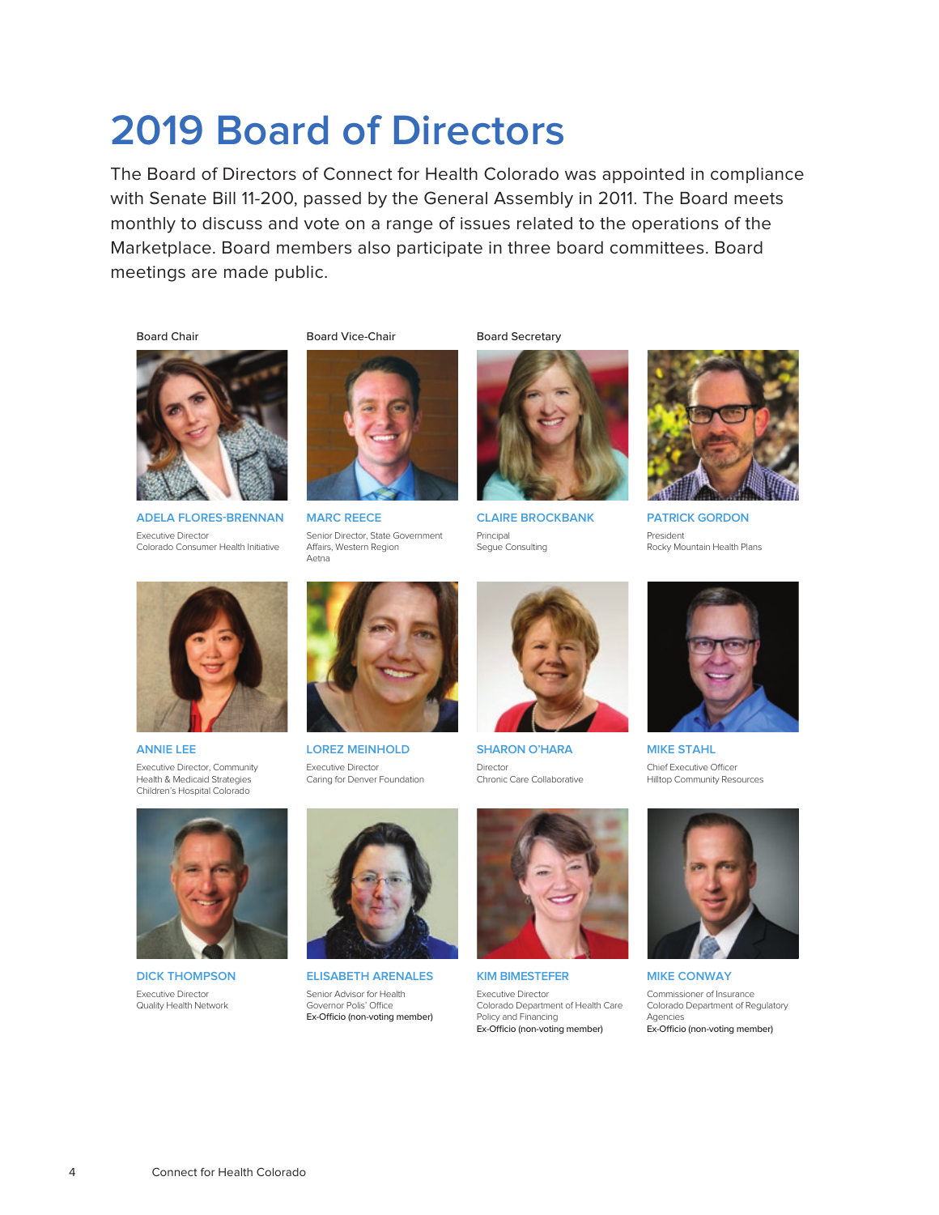# 2019 Board of Directors

The Board of Directors of Connect for Health Colorado was appointed in compliance with Senate Bill 11-200, passed by the General Assembly in 2011. The Board meets monthly to discuss and vote on a range of issues related to the operations of the Marketplace. Board members also participate in three board committees. Board meetings are made public.

Board Chair

**ADELA FLORES-BRENNAN**
Executive Director
Colorado Consumer Health Initiative

Board Vice-Chair

**MARC REECE**
Senior Director, State Government Affairs, Western Region
Aetna

Board Secretary

**CLAIRE BROCKBANK**
Principal
Segue Consulting

**PATRICK GORDON**
President
Rocky Mountain Health Plans

**ANNIE LEE**
Executive Director, Community Health & Medicaid Strategies
Children's Hospital Colorado

**LOREZ MEINHOLD**
Executive Director
Caring for Denver Foundation

**SHARON O'HARA**
Director
Chronic Care Collaborative

**MIKE STAHL**
Chief Executive Officer
Hilltop Community Resources

**DICK THOMPSON**
Executive Director
Quality Health Network

**ELISABETH ARENALES**
Senior Advisor for Health
Governor Polis' Office
Ex-Officio (non-voting member)

**KIM BIMESTEFER**
Executive Director
Colorado Department of Health Care Policy and Financing
Ex-Officio (non-voting member)

**MIKE CONWAY**
Commissioner of Insurance
Colorado Department of Regulatory Agencies
Ex-Officio (non-voting member)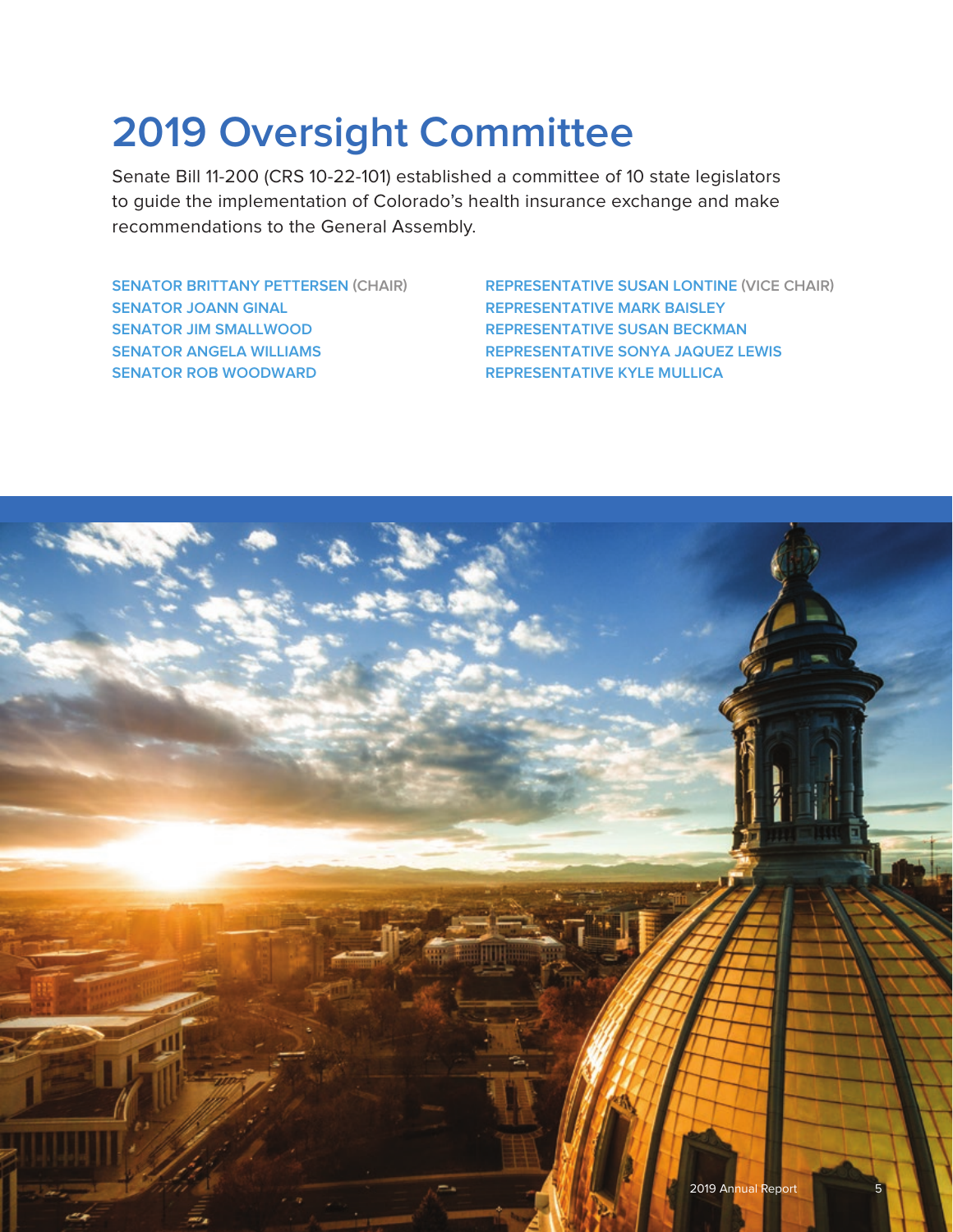# 2019 Oversight Committee

Senate Bill 11-200 (CRS 10-22-101) established a committee of 10 state legislators to guide the implementation of Colorado's health insurance exchange and make recommendations to the General Assembly.

**SENATOR BRITTANY PETTERSEN** (CHAIR)
**SENATOR JOANN GINAL**
**SENATOR JIM SMALLWOOD**
**SENATOR ANGELA WILLIAMS**
**SENATOR ROB WOODWARD**

**REPRESENTATIVE SUSAN LONTINE** (VICE CHAIR)
**REPRESENTATIVE MARK BAISLEY**
**REPRESENTATIVE SUSAN BECKMAN**
**REPRESENTATIVE SONYA JAQUEZ LEWIS**
**REPRESENTATIVE KYLE MULLICA**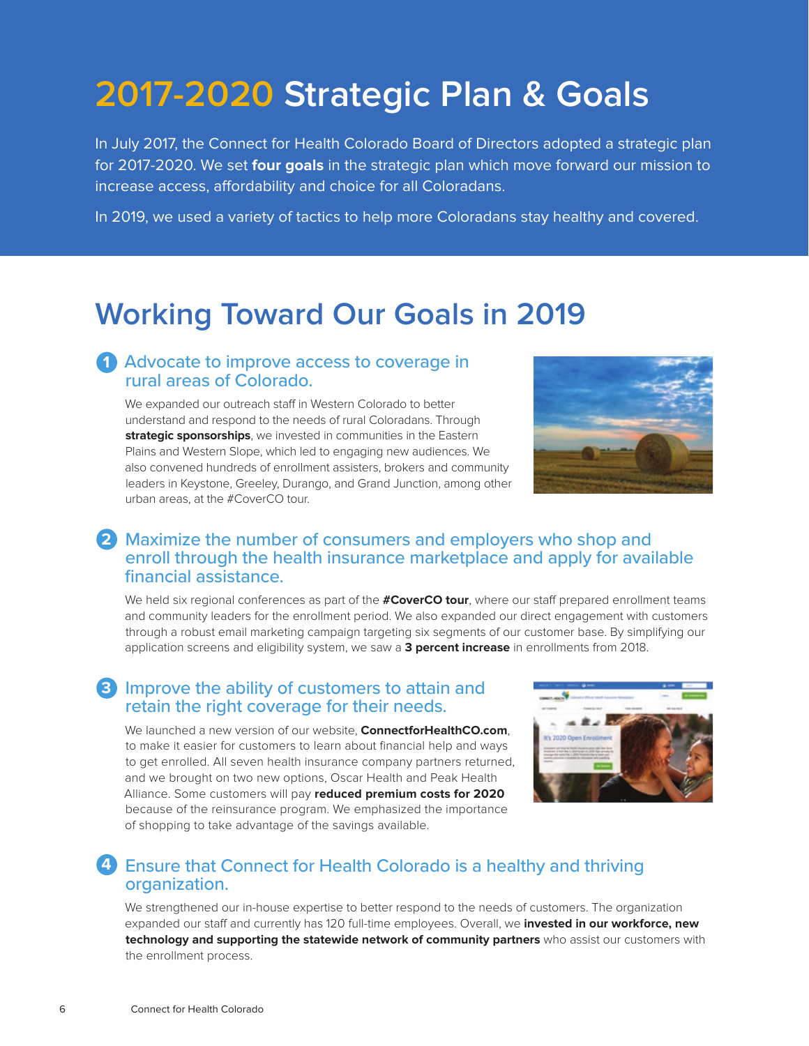# 2017-2020 Strategic Plan & Goals

In July 2017, the Connect for Health Colorado Board of Directors adopted a strategic plan for 2017-2020. We set **four goals** in the strategic plan which move forward our mission to increase access, affordability and choice for all Coloradans.

In 2019, we used a variety of tactics to help more Coloradans stay healthy and covered.

## Working Toward Our Goals in 2019

### 1 Advocate to improve access to coverage in rural areas of Colorado.

We expanded our outreach staff in Western Colorado to better understand and respond to the needs of rural Coloradans. Through **strategic sponsorships**, we invested in communities in the Eastern Plains and Western Slope, which led to engaging new audiences. We also convened hundreds of enrollment assisters, brokers and community leaders in Keystone, Greeley, Durango, and Grand Junction, among other urban areas, at the #CoverCO tour.

### 2 Maximize the number of consumers and employers who shop and enroll through the health insurance marketplace and apply for available financial assistance.

We held six regional conferences as part of the **#CoverCO tour**, where our staff prepared enrollment teams and community leaders for the enrollment period. We also expanded our direct engagement with customers through a robust email marketing campaign targeting six segments of our customer base. By simplifying our application screens and eligibility system, we saw a **3 percent increase** in enrollments from 2018.

### 3 Improve the ability of customers to attain and retain the right coverage for their needs.

We launched a new version of our website, **ConnectforHealthCO.com**, to make it easier for customers to learn about financial help and ways to get enrolled. All seven health insurance company partners returned, and we brought on two new options, Oscar Health and Peak Health Alliance. Some customers will pay **reduced premium costs for 2020** because of the reinsurance program. We emphasized the importance of shopping to take advantage of the savings available.

### 4 Ensure that Connect for Health Colorado is a healthy and thriving organization.

We strengthened our in-house expertise to better respond to the needs of customers. The organization expanded our staff and currently has 120 full-time employees. Overall, we **invested in our workforce, new technology and supporting the statewide network of community partners** who assist our customers with the enrollment process.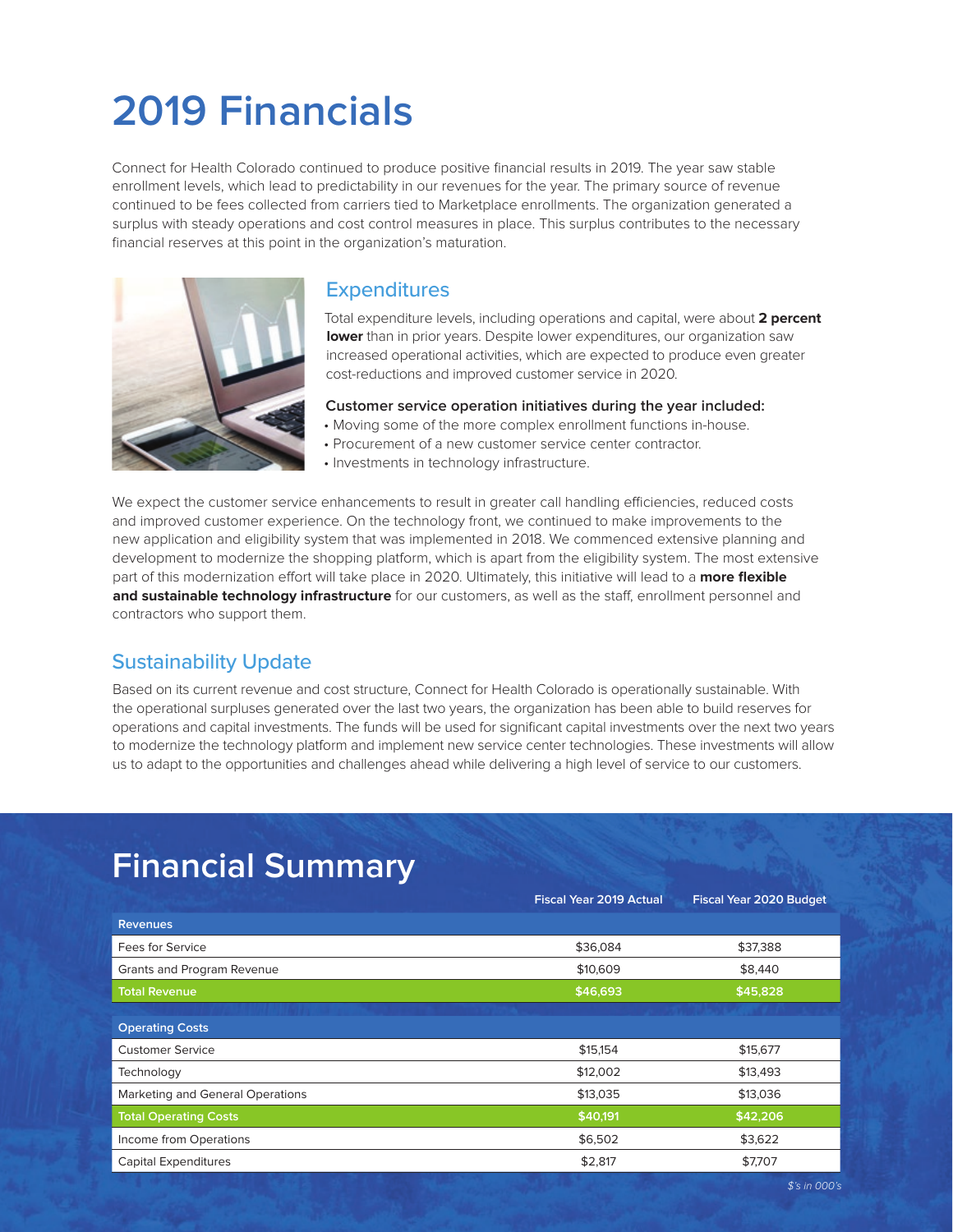# 2019 Financials

Connect for Health Colorado continued to produce positive financial results in 2019. The year saw stable enrollment levels, which lead to predictability in our revenues for the year. The primary source of revenue continued to be fees collected from carriers tied to Marketplace enrollments. The organization generated a surplus with steady operations and cost control measures in place. This surplus contributes to the necessary financial reserves at this point in the organization's maturation.

## Expenditures

Total expenditure levels, including operations and capital, were about **2 percent lower** than in prior years. Despite lower expenditures, our organization saw increased operational activities, which are expected to produce even greater cost-reductions and improved customer service in 2020.

**Customer service operation initiatives during the year included:**

- Moving some of the more complex enrollment functions in-house.
- Procurement of a new customer service center contractor.
- Investments in technology infrastructure.

We expect the customer service enhancements to result in greater call handling efficiencies, reduced costs and improved customer experience. On the technology front, we continued to make improvements to the new application and eligibility system that was implemented in 2018. We commenced extensive planning and development to modernize the shopping platform, which is apart from the eligibility system. The most extensive part of this modernization effort will take place in 2020. Ultimately, this initiative will lead to a **more flexible and sustainable technology infrastructure** for our customers, as well as the staff, enrollment personnel and contractors who support them.

## Sustainability Update

Based on its current revenue and cost structure, Connect for Health Colorado is operationally sustainable. With the operational surpluses generated over the last two years, the organization has been able to build reserves for operations and capital investments. The funds will be used for significant capital investments over the next two years to modernize the technology platform and implement new service center technologies. These investments will allow us to adapt to the opportunities and challenges ahead while delivering a high level of service to our customers.

# Financial Summary

| | Fiscal Year 2019 Actual | Fiscal Year 2020 Budget |
|---|---|---|
| **Revenues** | | |
| Fees for Service | $36,084 | $37,388 |
| Grants and Program Revenue | $10,609 | $8,440 |
| **Total Revenue** | **$46,693** | **$45,828** |
| **Operating Costs** | | |
| Customer Service | $15,154 | $15,677 |
| Technology | $12,002 | $13,493 |
| Marketing and General Operations | $13,035 | $13,036 |
| **Total Operating Costs** | **$40,191** | **$42,206** |
| Income from Operations | $6,502 | $3,622 |
| Capital Expenditures | $2,817 | $7,707 |

*$'s in 000's*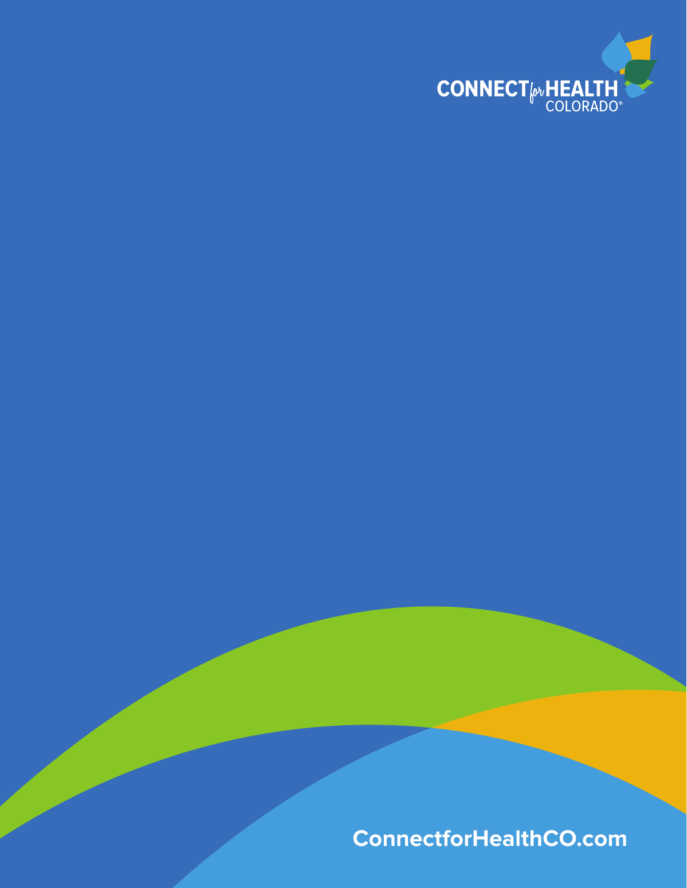CONNECT for HEALTH COLORADO®

ConnectforHealthCO.com